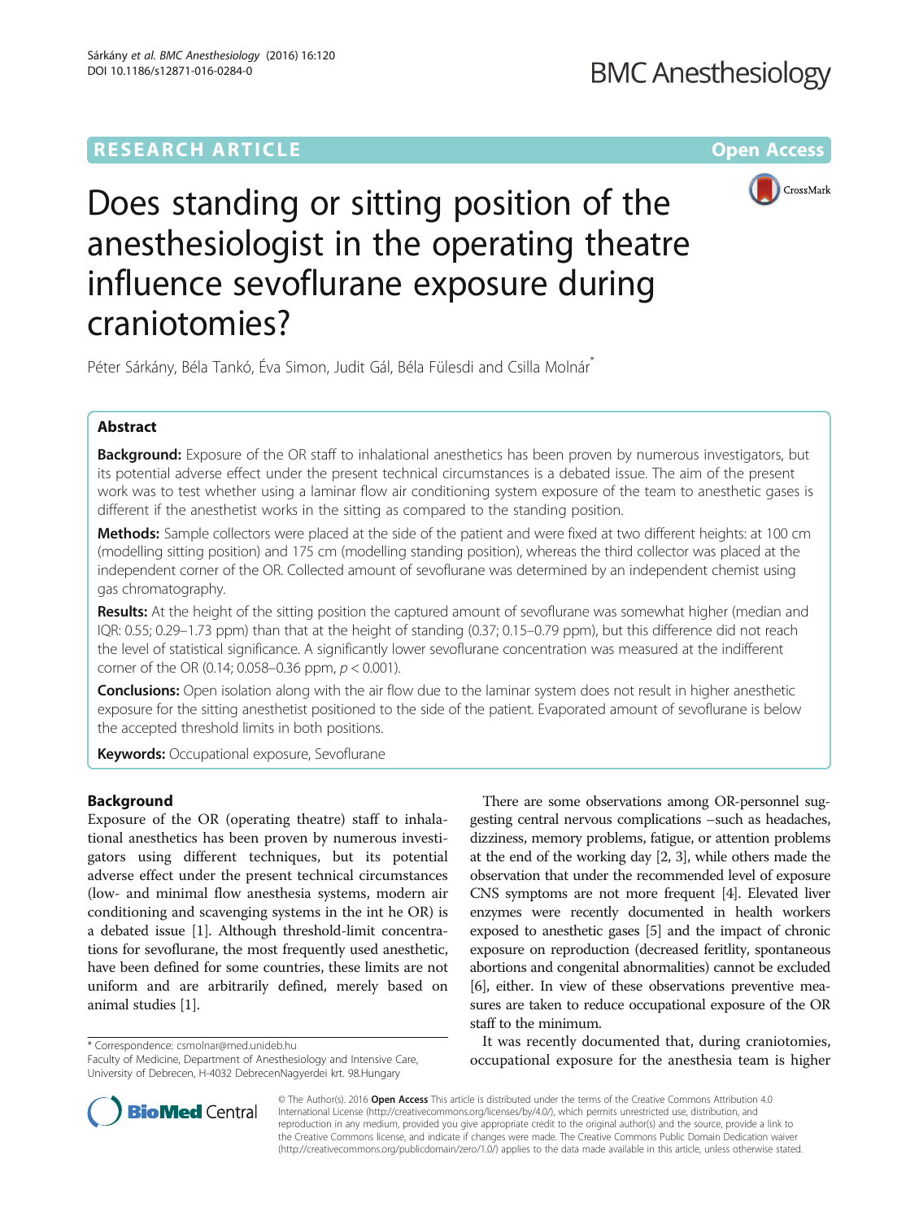RESEARCH ARTICLE

Open Access

# Does standing or sitting position of the anesthesiologist in the operating theatre influence sevoflurane exposure during craniotomies?

Péter Sárkány, Béla Tankó, Éva Simon, Judit Gál, Béla Fülesdi and Csilla Molnár*

## Abstract

**Background:** Exposure of the OR staff to inhalational anesthetics has been proven by numerous investigators, but its potential adverse effect under the present technical circumstances is a debated issue. The aim of the present work was to test whether using a laminar flow air conditioning system exposure of the team to anesthetic gases is different if the anesthetist works in the sitting as compared to the standing position.

**Methods:** Sample collectors were placed at the side of the patient and were fixed at two different heights: at 100 cm (modelling sitting position) and 175 cm (modelling standing position), whereas the third collector was placed at the independent corner of the OR. Collected amount of sevoflurane was determined by an independent chemist using gas chromatography.

**Results:** At the height of the sitting position the captured amount of sevoflurane was somewhat higher (median and IQR: 0.55; 0.29–1.73 ppm) than that at the height of standing (0.37; 0.15–0.79 ppm), but this difference did not reach the level of statistical significance. A significantly lower sevoflurane concentration was measured at the indifferent corner of the OR (0.14; 0.058–0.36 ppm, $p < 0.001$).

**Conclusions:** Open isolation along with the air flow due to the laminar system does not result in higher anesthetic exposure for the sitting anesthetist positioned to the side of the patient. Evaporated amount of sevoflurane is below the accepted threshold limits in both positions.

**Keywords:** Occupational exposure, Sevoflurane

## Background

Exposure of the OR (operating theatre) staff to inhalational anesthetics has been proven by numerous investigators using different techniques, but its potential adverse effect under the present technical circumstances (low- and minimal flow anesthesia systems, modern air conditioning and scavenging systems in the int he OR) is a debated issue [1]. Although threshold-limit concentrations for sevoflurane, the most frequently used anesthetic, have been defined for some countries, these limits are not uniform and are arbitrarily defined, merely based on animal studies [1].

There are some observations among OR-personnel suggesting central nervous complications –such as headaches, dizziness, memory problems, fatigue, or attention problems at the end of the working day [2, 3], while others made the observation that under the recommended level of exposure CNS symptoms are not more frequent [4]. Elevated liver enzymes were recently documented in health workers exposed to anesthetic gases [5] and the impact of chronic exposure on reproduction (decreased feritlity, spontaneous abortions and congenital abnormalities) cannot be excluded [6], either. In view of these observations preventive measures are taken to reduce occupational exposure of the OR staff to the minimum.

It was recently documented that, during craniotomies, occupational exposure for the anesthesia team is higher

* Correspondence: csmolnar@med.unideb.hu
Faculty of Medicine, Department of Anesthesiology and Intensive Care, University of Debrecen, H-4032 DebrecenNagyerdei krt. 98.Hungary

© The Author(s). 2016 **Open Access** This article is distributed under the terms of the Creative Commons Attribution 4.0 International License (http://creativecommons.org/licenses/by/4.0/), which permits unrestricted use, distribution, and reproduction in any medium, provided you give appropriate credit to the original author(s) and the source, provide a link to the Creative Commons license, and indicate if changes were made. The Creative Commons Public Domain Dedication waiver (http://creativecommons.org/publicdomain/zero/1.0/) applies to the data made available in this article, unless otherwise stated.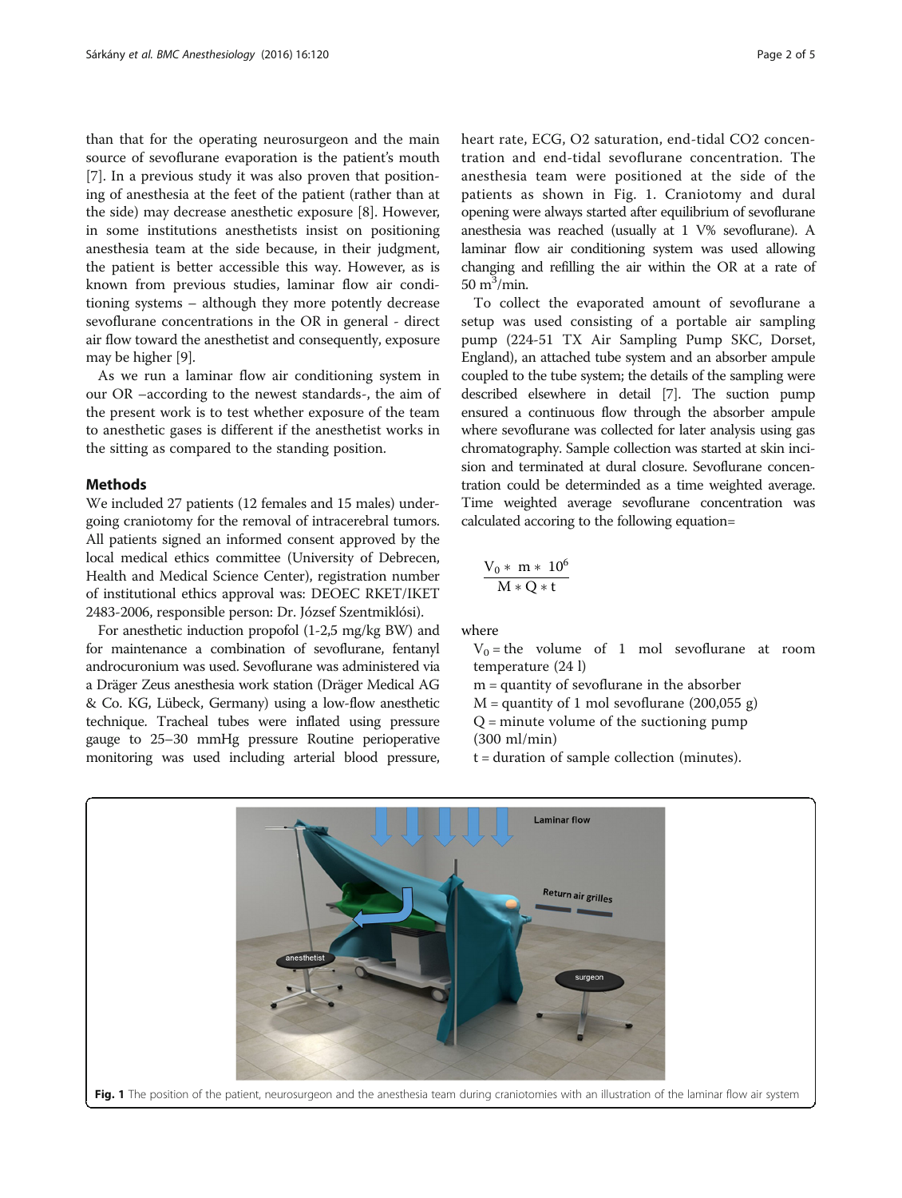than that for the operating neurosurgeon and the main source of sevoflurane evaporation is the patient's mouth [7]. In a previous study it was also proven that positioning of anesthesia at the feet of the patient (rather than at the side) may decrease anesthetic exposure [8]. However, in some institutions anesthetists insist on positioning anesthesia team at the side because, in their judgment, the patient is better accessible this way. However, as is known from previous studies, laminar flow air conditioning systems – although they more potently decrease sevoflurane concentrations in the OR in general - direct air flow toward the anesthetist and consequently, exposure may be higher [9].

As we run a laminar flow air conditioning system in our OR –according to the newest standards-, the aim of the present work is to test whether exposure of the team to anesthetic gases is different if the anesthetist works in the sitting as compared to the standing position.

## Methods

We included 27 patients (12 females and 15 males) undergoing craniotomy for the removal of intracerebral tumors. All patients signed an informed consent approved by the local medical ethics committee (University of Debrecen, Health and Medical Science Center), registration number of institutional ethics approval was: DEOEC RKET/IKET 2483-2006, responsible person: Dr. József Szentmiklósi).

For anesthetic induction propofol (1-2,5 mg/kg BW) and for maintenance a combination of sevoflurane, fentanyl androcuronium was used. Sevoflurane was administered via a Dräger Zeus anesthesia work station (Dräger Medical AG & Co. KG, Lübeck, Germany) using a low-flow anesthetic technique. Tracheal tubes were inflated using pressure gauge to 25–30 mmHg pressure Routine perioperative monitoring was used including arterial blood pressure, heart rate, ECG, O2 saturation, end-tidal CO2 concentration and end-tidal sevoflurane concentration. The anesthesia team were positioned at the side of the patients as shown in Fig. 1. Craniotomy and dural opening were always started after equilibrium of sevoflurane anesthesia was reached (usually at 1 V% sevoflurane). A laminar flow air conditioning system was used allowing changing and refilling the air within the OR at a rate of 50 $m^3$/min.

To collect the evaporated amount of sevoflurane a setup was used consisting of a portable air sampling pump (224-51 TX Air Sampling Pump SKC, Dorset, England), an attached tube system and an absorber ampule coupled to the tube system; the details of the sampling were described elsewhere in detail [7]. The suction pump ensured a continuous flow through the absorber ampule where sevoflurane was collected for later analysis using gas chromatography. Sample collection was started at skin incision and terminated at dural closure. Sevoflurane concentration could be determinded as a time weighted average. Time weighted average sevoflurane concentration was calculated accoring to the following equation=

$$\frac{V_0 * m * 10^6}{M * Q * t}$$

where

$V_0$ = the volume of 1 mol sevoflurane at room temperature (24 l)
m = quantity of sevoflurane in the absorber
M = quantity of 1 mol sevoflurane (200,055 g)
Q = minute volume of the suctioning pump (300 ml/min)
t = duration of sample collection (minutes).

**Fig. 1** The position of the patient, neurosurgeon and the anesthesia team during craniotomies with an illustration of the laminar flow air system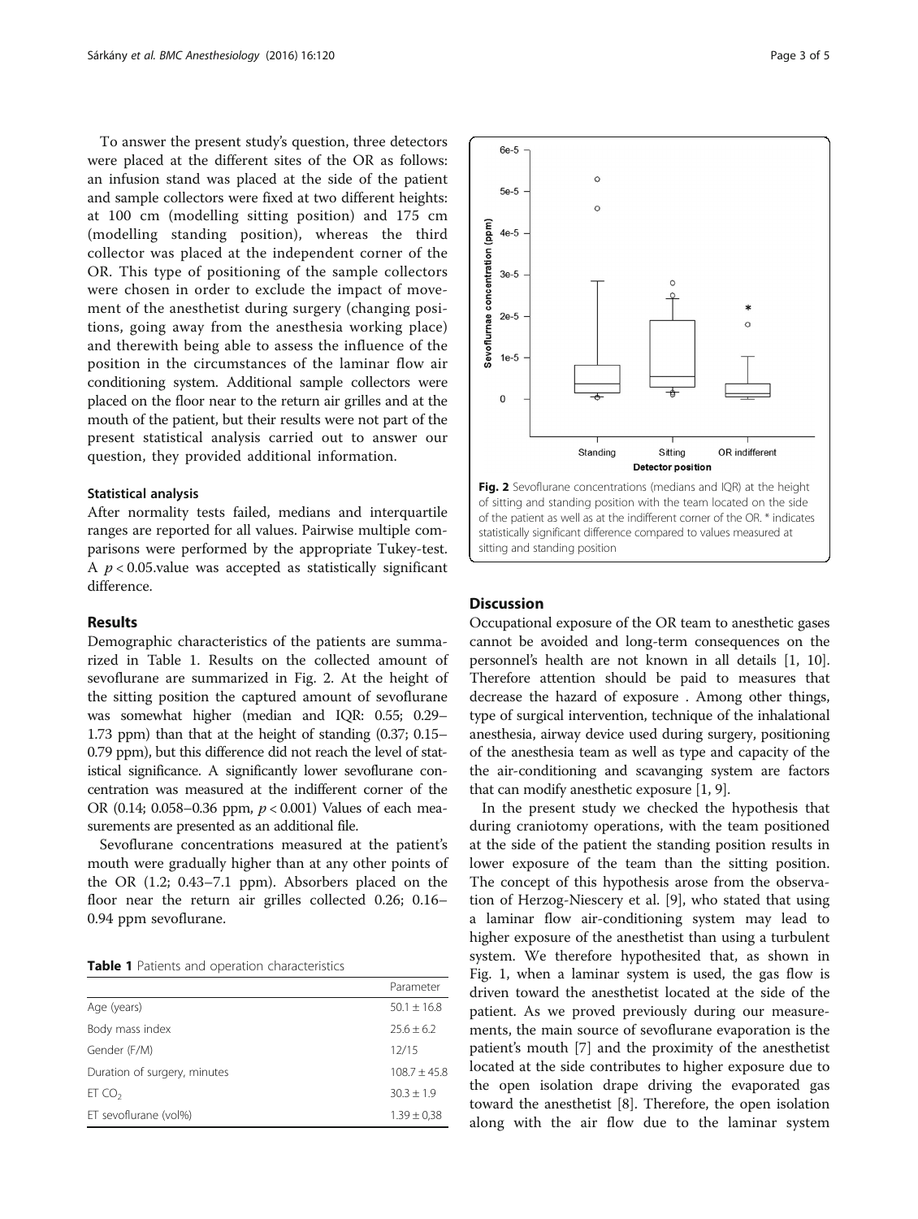To answer the present study's question, three detectors were placed at the different sites of the OR as follows: an infusion stand was placed at the side of the patient and sample collectors were fixed at two different heights: at 100 cm (modelling sitting position) and 175 cm (modelling standing position), whereas the third collector was placed at the independent corner of the OR. This type of positioning of the sample collectors were chosen in order to exclude the impact of movement of the anesthetist during surgery (changing positions, going away from the anesthesia working place) and therewith being able to assess the influence of the position in the circumstances of the laminar flow air conditioning system. Additional sample collectors were placed on the floor near to the return air grilles and at the mouth of the patient, but their results were not part of the present statistical analysis carried out to answer our question, they provided additional information.

### Statistical analysis

After normality tests failed, medians and interquartile ranges are reported for all values. Pairwise multiple comparisons were performed by the appropriate Tukey-test. A $p < 0.05$.value was accepted as statistically significant difference.

## Results

Demographic characteristics of the patients are summarized in Table 1. Results on the collected amount of sevoflurane are summarized in Fig. 2. At the height of the sitting position the captured amount of sevoflurane was somewhat higher (median and IQR: 0.55; 0.29–1.73 ppm) than that at the height of standing (0.37; 0.15–0.79 ppm), but this difference did not reach the level of statistical significance. A significantly lower sevoflurane concentration was measured at the indifferent corner of the OR (0.14; 0.058–0.36 ppm, $p < 0.001$) Values of each measurements are presented as an additional file.

Sevoflurane concentrations measured at the patient's mouth were gradually higher than at any other points of the OR (1.2; 0.43–7.1 ppm). Absorbers placed on the floor near the return air grilles collected 0.26; 0.16–0.94 ppm sevoflurane.

**Table 1** Patients and operation characteristics

| | Parameter |
|---|---|
| Age (years) | 50.1 ± 16.8 |
| Body mass index | 25.6 ± 6.2 |
| Gender (F/M) | 12/15 |
| Duration of surgery, minutes | 108.7 ± 45.8 |
| ET $CO_2$ | 30.3 ± 1.9 |
| ET sevoflurane (vol%) | 1.39 ± 0,38 |

**Fig. 2** Sevoflurane concentrations (medians and IQR) at the height of sitting and standing position with the team located on the side of the patient as well as at the indifferent corner of the OR. * indicates statistically significant difference compared to values measured at sitting and standing position

## Discussion

Occupational exposure of the OR team to anesthetic gases cannot be avoided and long-term consequences on the personnel's health are not known in all details [1, 10]. Therefore attention should be paid to measures that decrease the hazard of exposure . Among other things, type of surgical intervention, technique of the inhalational anesthesia, airway device used during surgery, positioning of the anesthesia team as well as type and capacity of the the air-conditioning and scavanging system are factors that can modify anesthetic exposure [1, 9].

In the present study we checked the hypothesis that during craniotomy operations, with the team positioned at the side of the patient the standing position results in lower exposure of the team than the sitting position. The concept of this hypothesis arose from the observation of Herzog-Niescery et al. [9], who stated that using a laminar flow air-conditioning system may lead to higher exposure of the anesthetist than using a turbulent system. We therefore hypothesited that, as shown in Fig. 1, when a laminar system is used, the gas flow is driven toward the anesthetist located at the side of the patient. As we proved previously during our measurements, the main source of sevoflurane evaporation is the patient's mouth [7] and the proximity of the anesthetist located at the side contributes to higher exposure due to the open isolation drape driving the evaporated gas toward the anesthetist [8]. Therefore, the open isolation along with the air flow due to the laminar system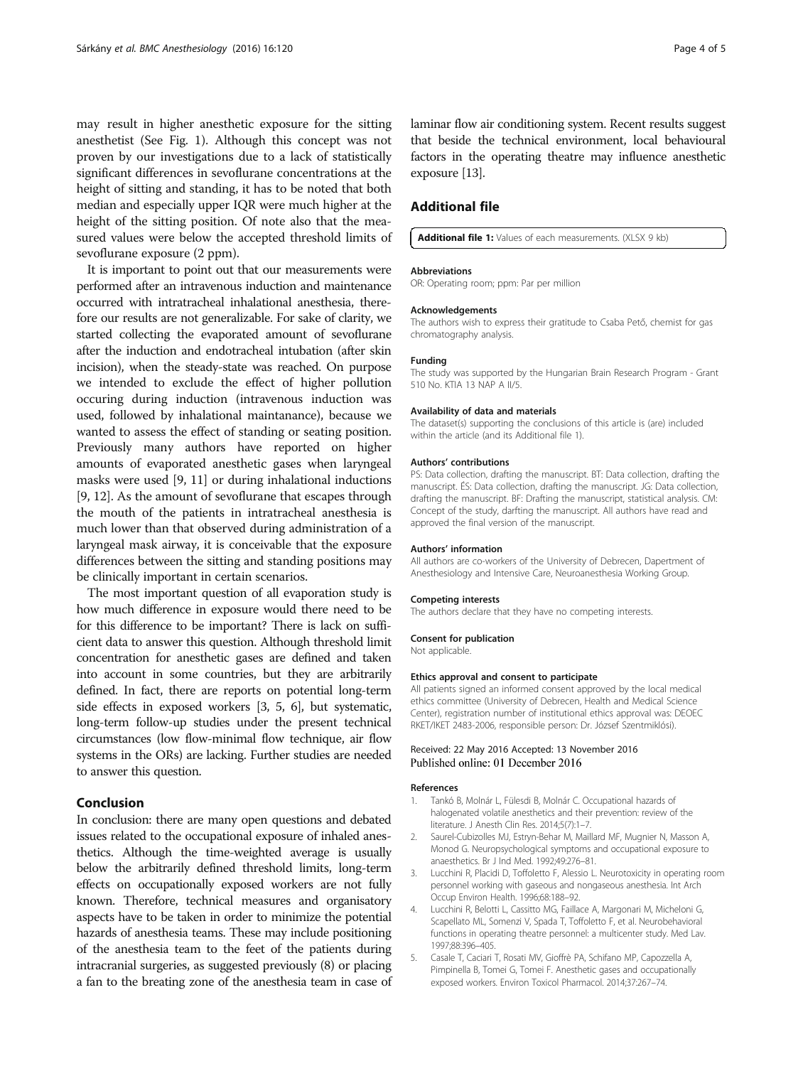may result in higher anesthetic exposure for the sitting anesthetist (See Fig. 1). Although this concept was not proven by our investigations due to a lack of statistically significant differences in sevoflurane concentrations at the height of sitting and standing, it has to be noted that both median and especially upper IQR were much higher at the height of the sitting position. Of note also that the measured values were below the accepted threshold limits of sevoflurane exposure (2 ppm).

It is important to point out that our measurements were performed after an intravenous induction and maintenance occurred with intratracheal inhalational anesthesia, therefore our results are not generalizable. For sake of clarity, we started collecting the evaporated amount of sevoflurane after the induction and endotracheal intubation (after skin incision), when the steady-state was reached. On purpose we intended to exclude the effect of higher pollution occuring during induction (intravenous induction was used, followed by inhalational maintanance), because we wanted to assess the effect of standing or seating position. Previously many authors have reported on higher amounts of evaporated anesthetic gases when laryngeal masks were used [9, 11] or during inhalational inductions [9, 12]. As the amount of sevoflurane that escapes through the mouth of the patients in intratracheal anesthesia is much lower than that observed during administration of a laryngeal mask airway, it is conceivable that the exposure differences between the sitting and standing positions may be clinically important in certain scenarios.

The most important question of all evaporation study is how much difference in exposure would there need to be for this difference to be important? There is lack on sufficient data to answer this question. Although threshold limit concentration for anesthetic gases are defined and taken into account in some countries, but they are arbitrarily defined. In fact, there are reports on potential long-term side effects in exposed workers [3, 5, 6], but systematic, long-term follow-up studies under the present technical circumstances (low flow-minimal flow technique, air flow systems in the ORs) are lacking. Further studies are needed to answer this question.

## Conclusion

In conclusion: there are many open questions and debated issues related to the occupational exposure of inhaled anesthetics. Although the time-weighted average is usually below the arbitrarily defined threshold limits, long-term effects on occupationally exposed workers are not fully known. Therefore, technical measures and organisatory aspects have to be taken in order to minimize the potential hazards of anesthesia teams. These may include positioning of the anesthesia team to the feet of the patients during intracranial surgeries, as suggested previously (8) or placing a fan to the breating zone of the anesthesia team in case of laminar flow air conditioning system. Recent results suggest that beside the technical environment, local behavioural factors in the operating theatre may influence anesthetic exposure [13].

## Additional file

**Additional file 1:** Values of each measurements. (XLSX 9 kb)

#### Abbreviations
OR: Operating room; ppm: Par per million

#### Acknowledgements
The authors wish to express their gratitude to Csaba Pető, chemist for gas chromatography analysis.

#### Funding
The study was supported by the Hungarian Brain Research Program - Grant 510 No. KTIA 13 NAP A II/5.

#### Availability of data and materials
The dataset(s) supporting the conclusions of this article is (are) included within the article (and its Additional file 1).

#### Authors' contributions
PS: Data collection, drafting the manuscript. BT: Data collection, drafting the manuscript. ÉS: Data collection, drafting the manuscript. JG: Data collection, drafting the manuscript. BF: Drafting the manuscript, statistical analysis. CM: Concept of the study, darfting the manuscript. All authors have read and approved the final version of the manuscript.

#### Authors' information
All authors are co-workers of the University of Debrecen, Dapertment of Anesthesiology and Intensive Care, Neuroanesthesia Working Group.

#### Competing interests
The authors declare that they have no competing interests.

#### Consent for publication
Not applicable.

#### Ethics approval and consent to participate
All patients signed an informed consent approved by the local medical ethics committee (University of Debrecen, Health and Medical Science Center), registration number of institutional ethics approval was: DEOEC RKET/IKET 2483-2006, responsible person: Dr. József Szentmiklósi).

Received: 22 May 2016 Accepted: 13 November 2016
Published online: 01 December 2016

#### References

1. Tankó B, Molnár L, Fülesdi B, Molnár C. Occupational hazards of halogenated volatile anesthetics and their prevention: review of the literature. J Anesth Clin Res. 2014;5(7):1–7.
2. Saurel-Cubizolles MJ, Estryn-Behar M, Maillard MF, Mugnier N, Masson A, Monod G. Neuropsychological symptoms and occupational exposure to anaesthetics. Br J Ind Med. 1992;49:276–81.
3. Lucchini R, Placidi D, Toffoletto F, Alessio L. Neurotoxicity in operating room personnel working with gaseous and nongaseous anesthesia. Int Arch Occup Environ Health. 1996;68:188–92.
4. Lucchini R, Belotti L, Cassitto MG, Faillace A, Margonari M, Micheloni G, Scapellato ML, Somenzi V, Spada T, Toffoletto F, et al. Neurobehavioral functions in operating theatre personnel: a multicenter study. Med Lav. 1997;88:396–405.
5. Casale T, Caciari T, Rosati MV, Gioffrè PA, Schifano MP, Capozzella A, Pimpinella B, Tomei G, Tomei F. Anesthetic gases and occupationally exposed workers. Environ Toxicol Pharmacol. 2014;37:267–74.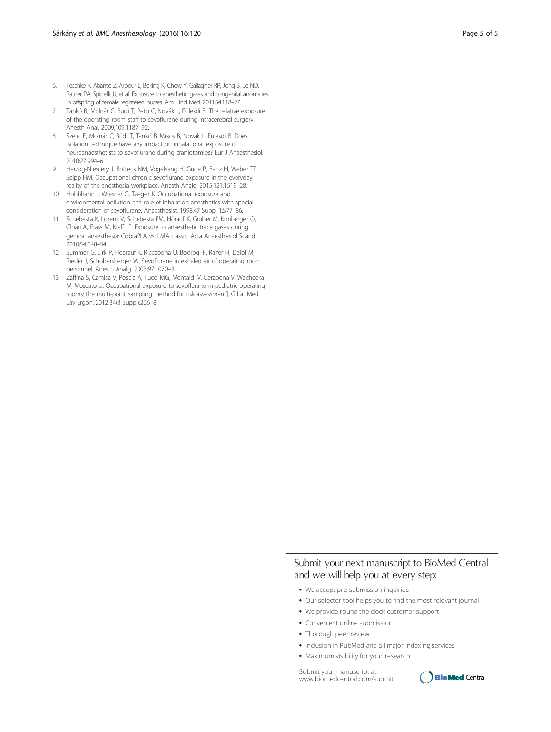6. Teschke K, Abanto Z, Arbour L, Beking K, Chow Y, Gallagher RP, Jong B, Le ND, Ratner PA, Spinelli JJ, et al. Exposure to anesthetic gases and congenital anomalies in offspring of female registered nurses. Am J Ind Med. 2011;54:118–27.
7. Tankó B, Molnár C, Budi T, Peto C, Novák L, Fülesdi B. The relative exposure of the operating room staff to sevoflurane during intracerebral surgery. Anesth Anal. 2009;109:1187–92.
8. Szelei E, Molnár C, Büdi T, Tankó B, Mikos B, Novák L, Fülesdi B. Does isolation technique have any impact on inhalational exposure of neuroanaesthetists to sevoflurane during craniotomies? Eur J Anaesthesiol. 2010;27:994–6.
9. Herzog-Niescery J, Botteck NM, Vogelsang H, Gude P, Bartz H, Weber TP, Seipp HM. Occupational chronic sevoflurane exposure in the everyday reality of the anesthesia workplace. Anesth Analg. 2015;121:1519–28.
10. Hobbhahn J, Wiesner G, Taeger K. Occupational exposure and environmental pollution: the role of inhalation anesthetics with special consideration of sevoflurane. Anaesthesist. 1998;47 Suppl 1:S77–86.
11. Schebesta K, Lorenz V, Schebesta EM, Hörauf K, Gruber M, Kimberger O, Chiari A, Frass M, Krafft P. Exposure to anaesthetic trace gases during general anaesthesia: CobraPLA vs. LMA classic. Acta Anaesthesiol Scand. 2010;54:848–54.
12. Summer G, Lirk P, Hoerauf K, Riccabona U, Bodrogi F, Raifer H, Deibl M, Rieder J, Schobersberger W. Sevoflurane in exhaled air of operating room personnel. Anesth Analg. 2003;97:1070–3.
13. Zaffina S, Camisa V, Poscia A, Tucci MG, Montaldi V, Cerabona V, Wachocka M, Moscato U. Occupational exposure to sevoflurane in pediatric operating rooms: the multi-point sampling method for risk assessment]. G Ital Med Lav Ergon. 2012;34(3 Suppl):266–8.

Submit your next manuscript to BioMed Central and we will help you at every step:

- We accept pre-submission inquiries
- Our selector tool helps you to find the most relevant journal
- We provide round the clock customer support
- Convenient online submission
- Thorough peer review
- Inclusion in PubMed and all major indexing services
- Maximum visibility for your research

Submit your manuscript at
www.biomedcentral.com/submit

BioMed Central